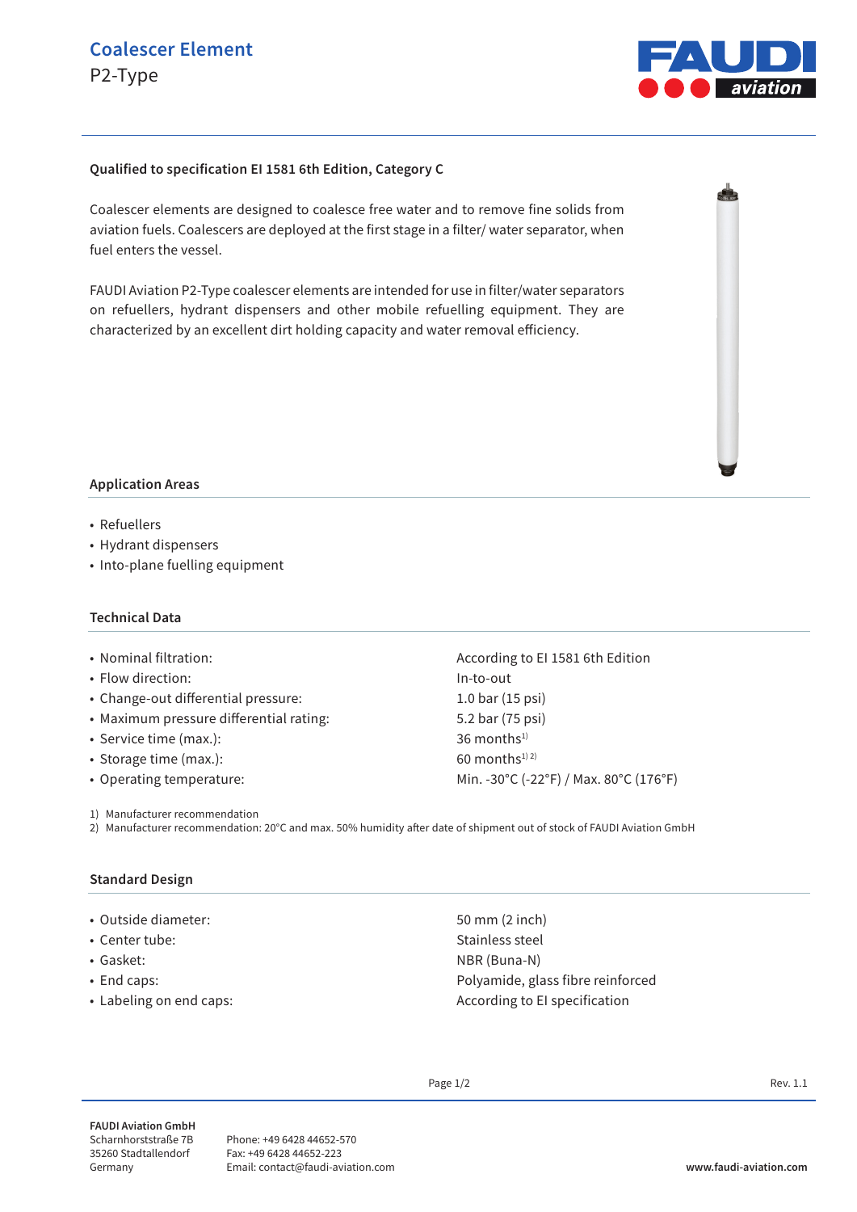# Coalescer Element

P2-Type

**Qualified to specification EI 1581 6th Edition, Category C**

Coalescer elements are designed to coalesce free water and to remove fine solids from aviation fuels. Coalescers are deployed at the first stage in a filter/ water separator, when fuel enters the vessel.

FAUDI Aviation P2-Type coalescer elements are intended for use in filter/water separators on refuellers, hydrant dispensers and other mobile refuelling equipment. They are characterized by an excellent dirt holding capacity and water removal efficiency.

## Application Areas

- Refuellers
- Hydrant dispensers
- Into-plane fuelling equipment

## Technical Data

| | |
|---|---|
| • Nominal filtration: | According to EI 1581 6th Edition |
| • Flow direction: | In-to-out |
| • Change-out differential pressure: | 1.0 bar (15 psi) |
| • Maximum pressure differential rating: | 5.2 bar (75 psi) |
| • Service time (max.): | 36 months[1] |
| • Storage time (max.): | 60 months[1) 2)] |
| • Operating temperature: | Min. -30°C (-22°F) / Max. 80°C (176°F) |

1) Manufacturer recommendation
2) Manufacturer recommendation: 20°C and max. 50% humidity after date of shipment out of stock of FAUDI Aviation GmbH

## Standard Design

| | |
|---|---|
| • Outside diameter: | 50 mm (2 inch) |
| • Center tube: | Stainless steel |
| • Gasket: | NBR (Buna-N) |
| • End caps: | Polyamide, glass fibre reinforced |
| • Labeling on end caps: | According to EI specification |

Rev. 1.1

**FAUDI Aviation GmbH**
Scharnhorststraße 7B
35260 Stadtallendorf
Germany

Phone: +49 6428 44652-570
Fax: +49 6428 44652-223
Email: contact@faudi-aviation.com

**www.faudi-aviation.com**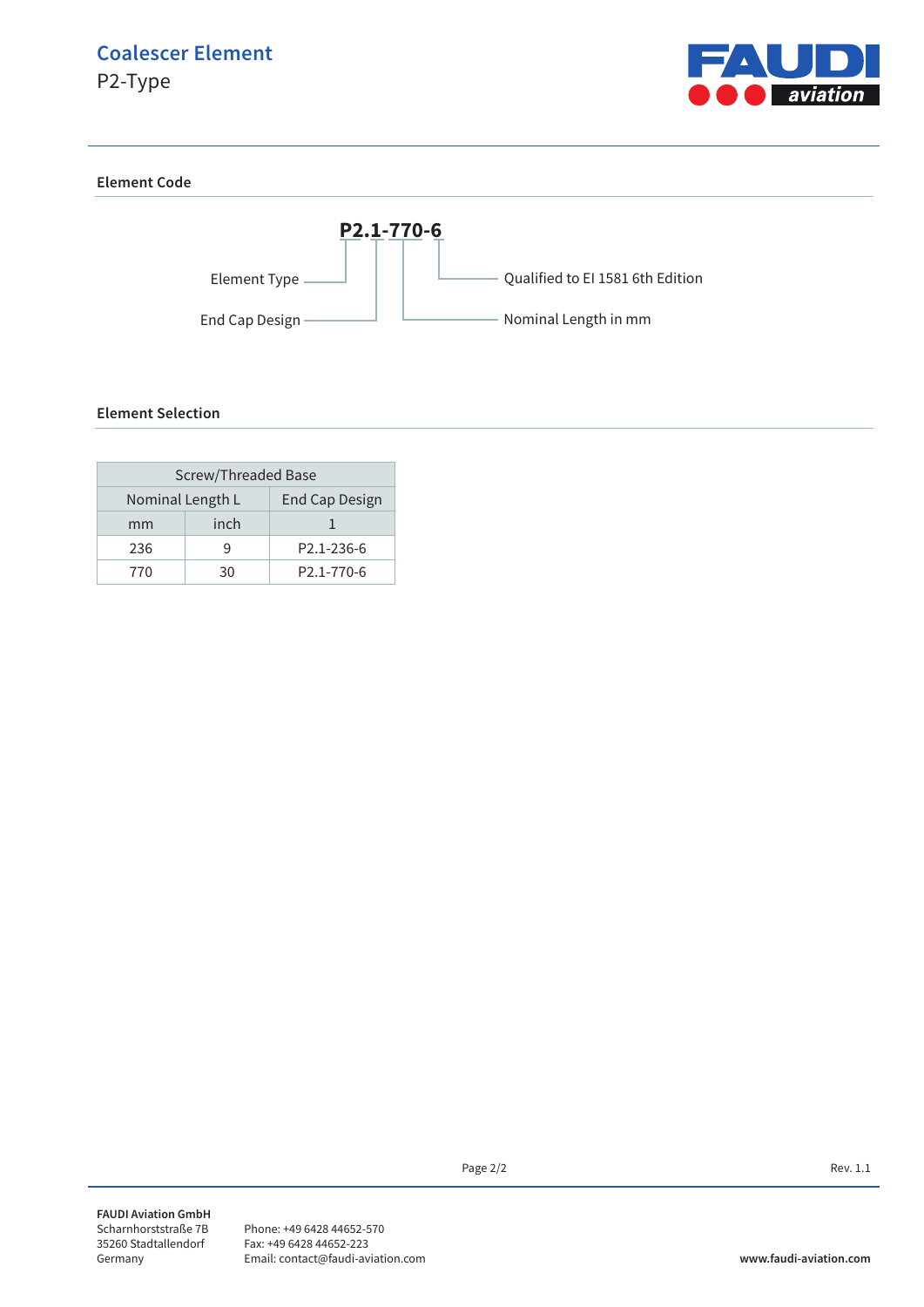# Coalescer Element

P2-Type

## Element Code

**P2.1-770-6**

- Element Type
- End Cap Design
- Nominal Length in mm
- Qualified to EI 1581 6th Edition

## Element Selection

| Screw/Threaded Base | | |
|---|---|---|
| Nominal Length L | | End Cap Design |
| mm | inch | 1 |
| 236 | 9 | P2.1-236-6 |
| 770 | 30 | P2.1-770-6 |

Rev. 1.1

**FAUDI Aviation GmbH**
Scharnhorststraße 7B
35260 Stadtallendorf
Germany

Phone: +49 6428 44652-570
Fax: +49 6428 44652-223
Email: contact@faudi-aviation.com

**www.faudi-aviation.com**